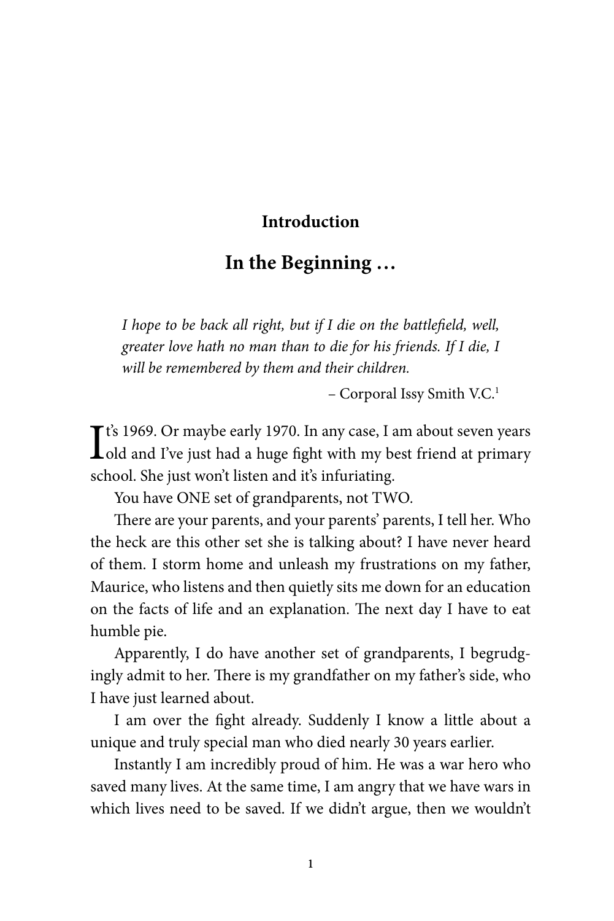## Introduction

# In the Beginning …

> *I hope to be back all right, but if I die on the battlefield, well, greater love hath no man than to die for his friends. If I die, I will be remembered by them and their children.*
>
> – Corporal Issy Smith V.C.[1]

It's 1969. Or maybe early 1970. In any case, I am about seven years old and I've just had a huge fight with my best friend at primary school. She just won't listen and it's infuriating.

You have ONE set of grandparents, not TWO.

There are your parents, and your parents' parents, I tell her. Who the heck are this other set she is talking about? I have never heard of them. I storm home and unleash my frustrations on my father, Maurice, who listens and then quietly sits me down for an education on the facts of life and an explanation. The next day I have to eat humble pie.

Apparently, I do have another set of grandparents, I begrudgingly admit to her. There is my grandfather on my father's side, who I have just learned about.

I am over the fight already. Suddenly I know a little about a unique and truly special man who died nearly 30 years earlier.

Instantly I am incredibly proud of him. He was a war hero who saved many lives. At the same time, I am angry that we have wars in which lives need to be saved. If we didn't argue, then we wouldn't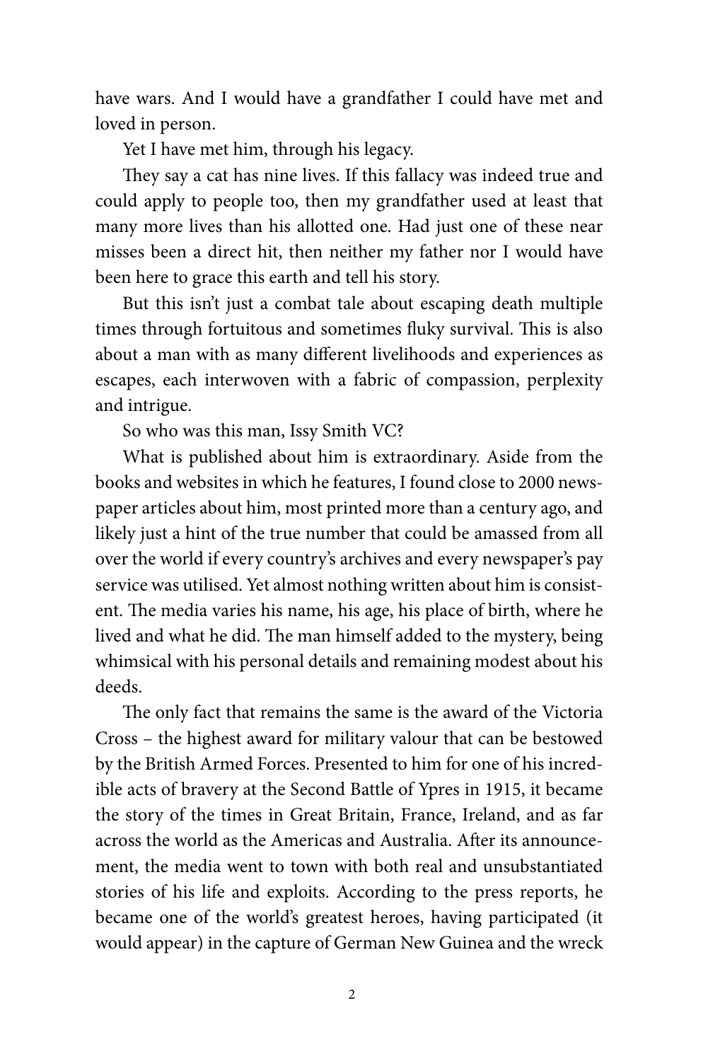have wars. And I would have a grandfather I could have met and loved in person.

Yet I have met him, through his legacy.

They say a cat has nine lives. If this fallacy was indeed true and could apply to people too, then my grandfather used at least that many more lives than his allotted one. Had just one of these near misses been a direct hit, then neither my father nor I would have been here to grace this earth and tell his story.

But this isn't just a combat tale about escaping death multiple times through fortuitous and sometimes fluky survival. This is also about a man with as many different livelihoods and experiences as escapes, each interwoven with a fabric of compassion, perplexity and intrigue.

So who was this man, Issy Smith VC?

What is published about him is extraordinary. Aside from the books and websites in which he features, I found close to 2000 newspaper articles about him, most printed more than a century ago, and likely just a hint of the true number that could be amassed from all over the world if every country's archives and every newspaper's pay service was utilised. Yet almost nothing written about him is consistent. The media varies his name, his age, his place of birth, where he lived and what he did. The man himself added to the mystery, being whimsical with his personal details and remaining modest about his deeds.

The only fact that remains the same is the award of the Victoria Cross – the highest award for military valour that can be bestowed by the British Armed Forces. Presented to him for one of his incredible acts of bravery at the Second Battle of Ypres in 1915, it became the story of the times in Great Britain, France, Ireland, and as far across the world as the Americas and Australia. After its announcement, the media went to town with both real and unsubstantiated stories of his life and exploits. According to the press reports, he became one of the world's greatest heroes, having participated (it would appear) in the capture of German New Guinea and the wreck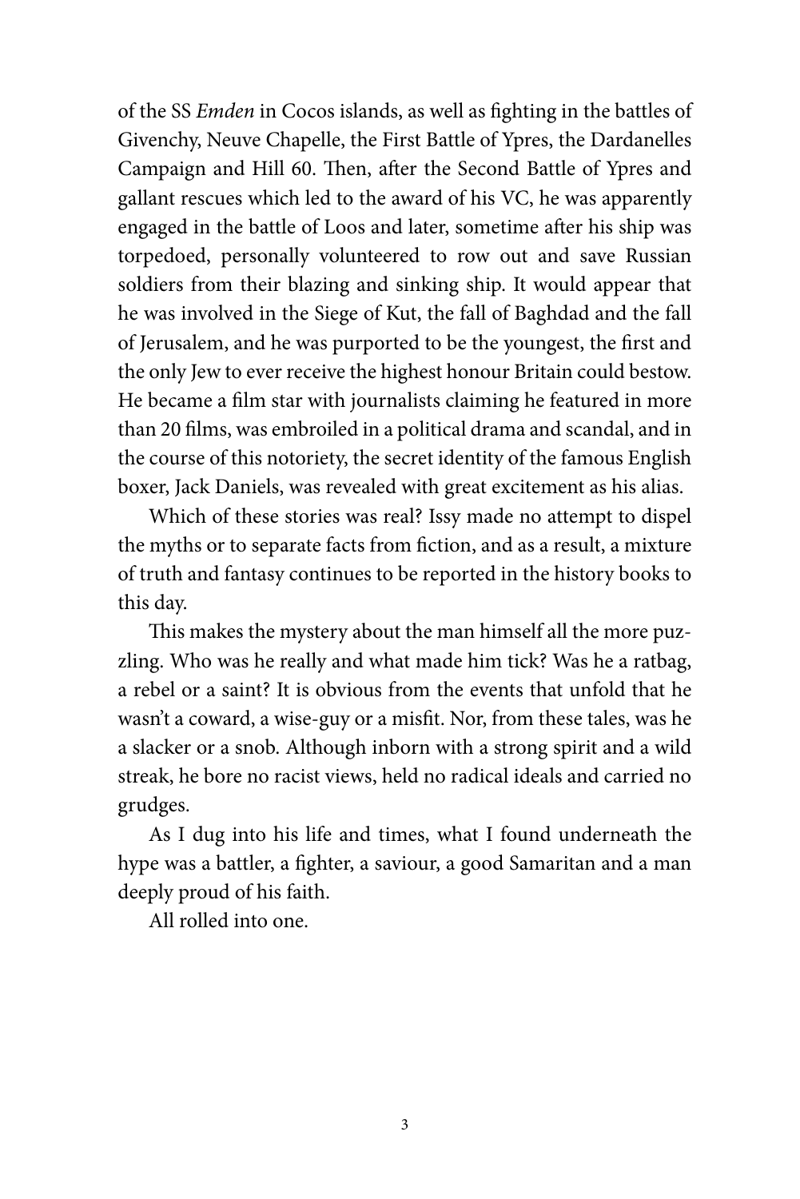of the SS *Emden* in Cocos islands, as well as fighting in the battles of Givenchy, Neuve Chapelle, the First Battle of Ypres, the Dardanelles Campaign and Hill 60. Then, after the Second Battle of Ypres and gallant rescues which led to the award of his VC, he was apparently engaged in the battle of Loos and later, sometime after his ship was torpedoed, personally volunteered to row out and save Russian soldiers from their blazing and sinking ship. It would appear that he was involved in the Siege of Kut, the fall of Baghdad and the fall of Jerusalem, and he was purported to be the youngest, the first and the only Jew to ever receive the highest honour Britain could bestow. He became a film star with journalists claiming he featured in more than 20 films, was embroiled in a political drama and scandal, and in the course of this notoriety, the secret identity of the famous English boxer, Jack Daniels, was revealed with great excitement as his alias.

Which of these stories was real? Issy made no attempt to dispel the myths or to separate facts from fiction, and as a result, a mixture of truth and fantasy continues to be reported in the history books to this day.

This makes the mystery about the man himself all the more puzzling. Who was he really and what made him tick? Was he a ratbag, a rebel or a saint? It is obvious from the events that unfold that he wasn't a coward, a wise-guy or a misfit. Nor, from these tales, was he a slacker or a snob. Although inborn with a strong spirit and a wild streak, he bore no racist views, held no radical ideals and carried no grudges.

As I dug into his life and times, what I found underneath the hype was a battler, a fighter, a saviour, a good Samaritan and a man deeply proud of his faith.

All rolled into one.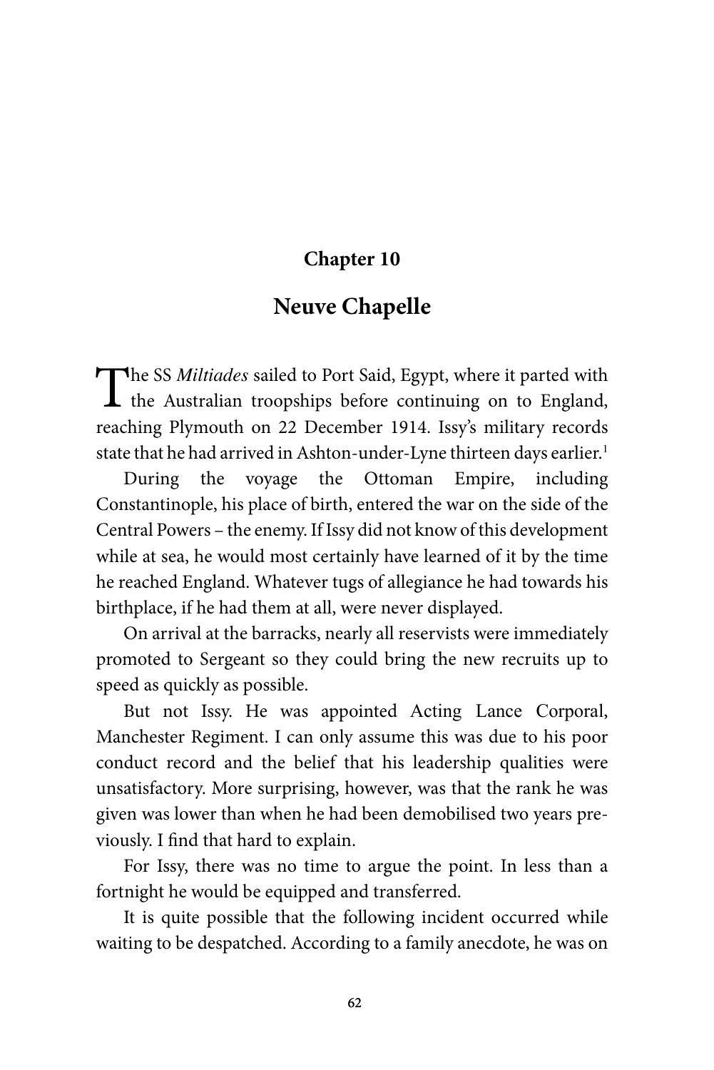## Chapter 10

# Neuve Chapelle

The SS *Miltiades* sailed to Port Said, Egypt, where it parted with the Australian troopships before continuing on to England, reaching Plymouth on 22 December 1914. Issy's military records state that he had arrived in Ashton-under-Lyne thirteen days earlier.[1]

During the voyage the Ottoman Empire, including Constantinople, his place of birth, entered the war on the side of the Central Powers – the enemy. If Issy did not know of this development while at sea, he would most certainly have learned of it by the time he reached England. Whatever tugs of allegiance he had towards his birthplace, if he had them at all, were never displayed.

On arrival at the barracks, nearly all reservists were immediately promoted to Sergeant so they could bring the new recruits up to speed as quickly as possible.

But not Issy. He was appointed Acting Lance Corporal, Manchester Regiment. I can only assume this was due to his poor conduct record and the belief that his leadership qualities were unsatisfactory. More surprising, however, was that the rank he was given was lower than when he had been demobilised two years previously. I find that hard to explain.

For Issy, there was no time to argue the point. In less than a fortnight he would be equipped and transferred.

It is quite possible that the following incident occurred while waiting to be despatched. According to a family anecdote, he was on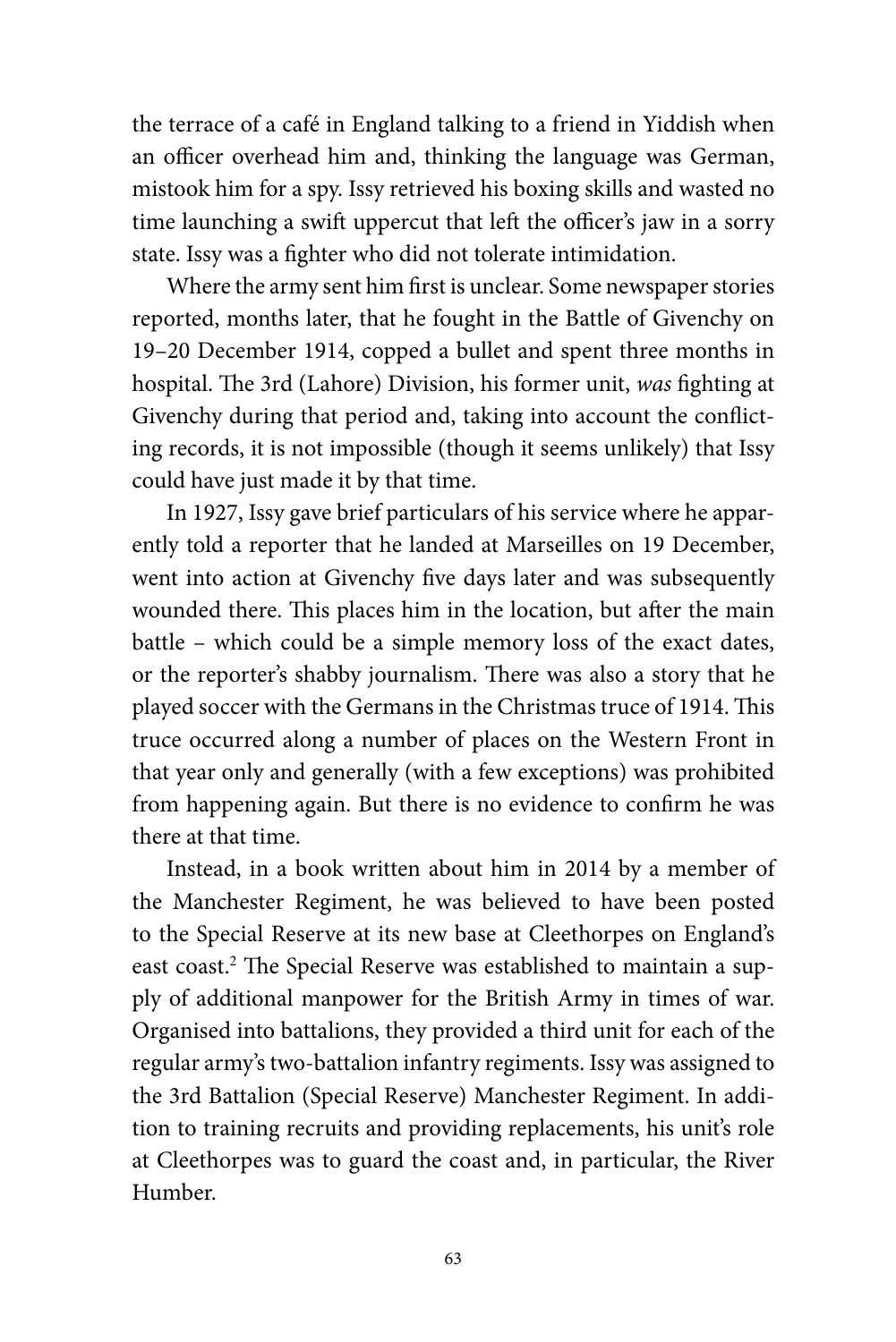the terrace of a café in England talking to a friend in Yiddish when an officer overhead him and, thinking the language was German, mistook him for a spy. Issy retrieved his boxing skills and wasted no time launching a swift uppercut that left the officer's jaw in a sorry state. Issy was a fighter who did not tolerate intimidation.

Where the army sent him first is unclear. Some newspaper stories reported, months later, that he fought in the Battle of Givenchy on 19–20 December 1914, copped a bullet and spent three months in hospital. The 3rd (Lahore) Division, his former unit, *was* fighting at Givenchy during that period and, taking into account the conflicting records, it is not impossible (though it seems unlikely) that Issy could have just made it by that time.

In 1927, Issy gave brief particulars of his service where he apparently told a reporter that he landed at Marseilles on 19 December, went into action at Givenchy five days later and was subsequently wounded there. This places him in the location, but after the main battle – which could be a simple memory loss of the exact dates, or the reporter's shabby journalism. There was also a story that he played soccer with the Germans in the Christmas truce of 1914. This truce occurred along a number of places on the Western Front in that year only and generally (with a few exceptions) was prohibited from happening again. But there is no evidence to confirm he was there at that time.

Instead, in a book written about him in 2014 by a member of the Manchester Regiment, he was believed to have been posted to the Special Reserve at its new base at Cleethorpes on England's east coast.[2] The Special Reserve was established to maintain a supply of additional manpower for the British Army in times of war. Organised into battalions, they provided a third unit for each of the regular army's two-battalion infantry regiments. Issy was assigned to the 3rd Battalion (Special Reserve) Manchester Regiment. In addition to training recruits and providing replacements, his unit's role at Cleethorpes was to guard the coast and, in particular, the River Humber.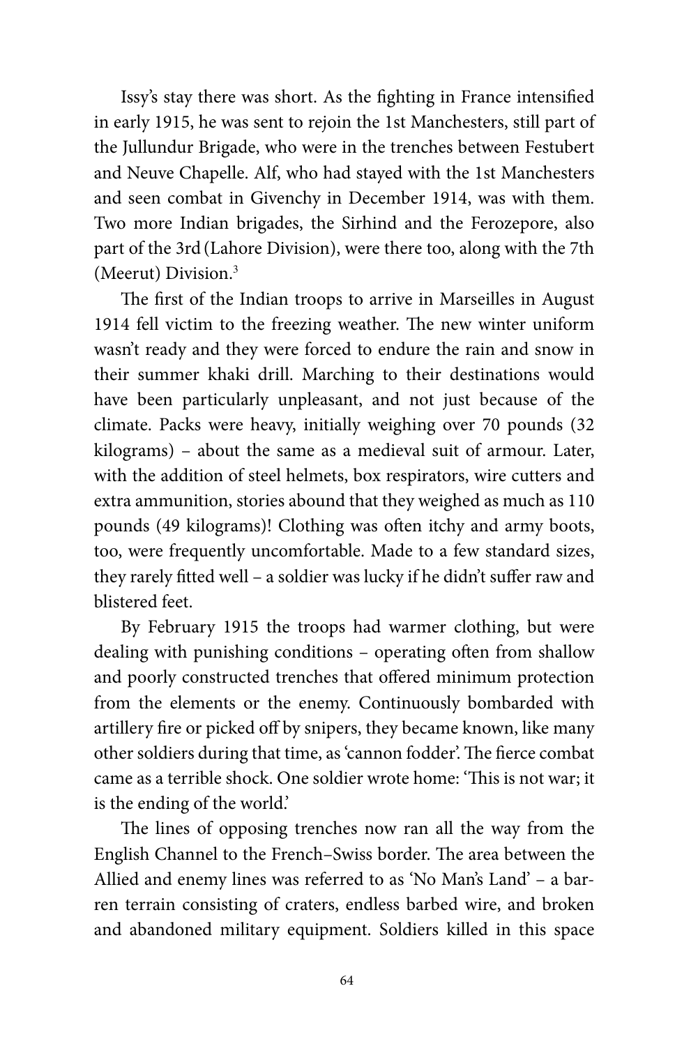Issy's stay there was short. As the fighting in France intensified in early 1915, he was sent to rejoin the 1st Manchesters, still part of the Jullundur Brigade, who were in the trenches between Festubert and Neuve Chapelle. Alf, who had stayed with the 1st Manchesters and seen combat in Givenchy in December 1914, was with them. Two more Indian brigades, the Sirhind and the Ferozepore, also part of the 3rd (Lahore Division), were there too, along with the 7th (Meerut) Division.[3]

The first of the Indian troops to arrive in Marseilles in August 1914 fell victim to the freezing weather. The new winter uniform wasn't ready and they were forced to endure the rain and snow in their summer khaki drill. Marching to their destinations would have been particularly unpleasant, and not just because of the climate. Packs were heavy, initially weighing over 70 pounds (32 kilograms) – about the same as a medieval suit of armour. Later, with the addition of steel helmets, box respirators, wire cutters and extra ammunition, stories abound that they weighed as much as 110 pounds (49 kilograms)! Clothing was often itchy and army boots, too, were frequently uncomfortable. Made to a few standard sizes, they rarely fitted well – a soldier was lucky if he didn't suffer raw and blistered feet.

By February 1915 the troops had warmer clothing, but were dealing with punishing conditions – operating often from shallow and poorly constructed trenches that offered minimum protection from the elements or the enemy. Continuously bombarded with artillery fire or picked off by snipers, they became known, like many other soldiers during that time, as 'cannon fodder'. The fierce combat came as a terrible shock. One soldier wrote home: 'This is not war; it is the ending of the world.'

The lines of opposing trenches now ran all the way from the English Channel to the French–Swiss border. The area between the Allied and enemy lines was referred to as 'No Man's Land' – a barren terrain consisting of craters, endless barbed wire, and broken and abandoned military equipment. Soldiers killed in this space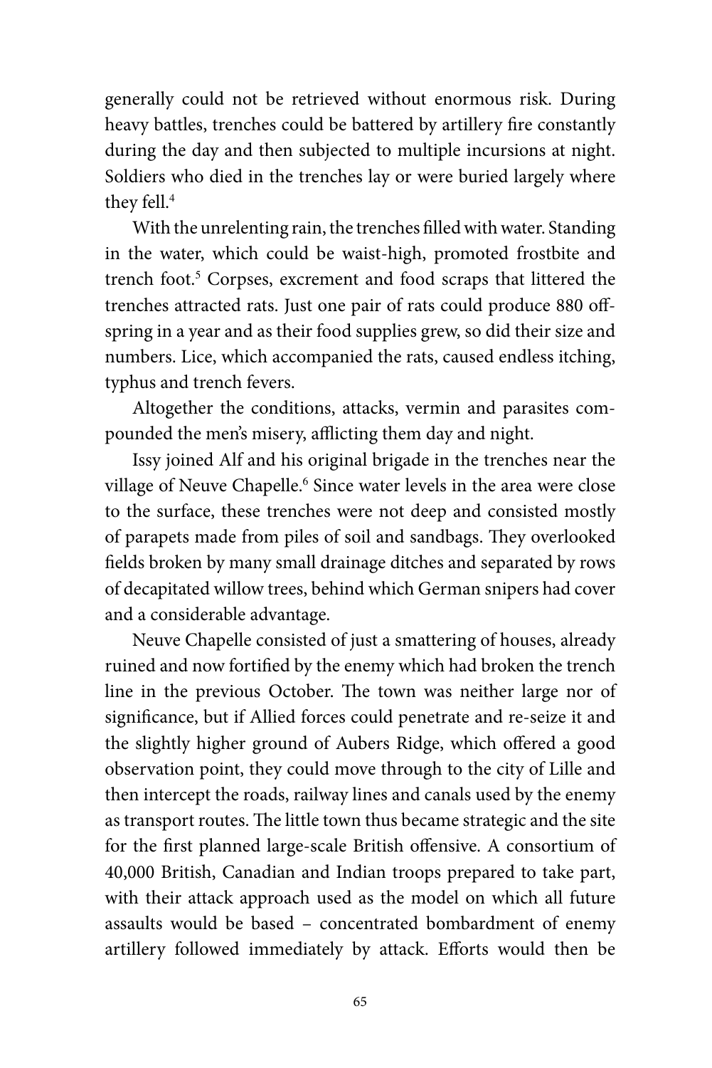generally could not be retrieved without enormous risk. During heavy battles, trenches could be battered by artillery fire constantly during the day and then subjected to multiple incursions at night. Soldiers who died in the trenches lay or were buried largely where they fell.[4]

With the unrelenting rain, the trenches filled with water. Standing in the water, which could be waist-high, promoted frostbite and trench foot.[5] Corpses, excrement and food scraps that littered the trenches attracted rats. Just one pair of rats could produce 880 offspring in a year and as their food supplies grew, so did their size and numbers. Lice, which accompanied the rats, caused endless itching, typhus and trench fevers.

Altogether the conditions, attacks, vermin and parasites compounded the men's misery, afflicting them day and night.

Issy joined Alf and his original brigade in the trenches near the village of Neuve Chapelle.[6] Since water levels in the area were close to the surface, these trenches were not deep and consisted mostly of parapets made from piles of soil and sandbags. They overlooked fields broken by many small drainage ditches and separated by rows of decapitated willow trees, behind which German snipers had cover and a considerable advantage.

Neuve Chapelle consisted of just a smattering of houses, already ruined and now fortified by the enemy which had broken the trench line in the previous October. The town was neither large nor of significance, but if Allied forces could penetrate and re-seize it and the slightly higher ground of Aubers Ridge, which offered a good observation point, they could move through to the city of Lille and then intercept the roads, railway lines and canals used by the enemy as transport routes. The little town thus became strategic and the site for the first planned large-scale British offensive. A consortium of 40,000 British, Canadian and Indian troops prepared to take part, with their attack approach used as the model on which all future assaults would be based – concentrated bombardment of enemy artillery followed immediately by attack. Efforts would then be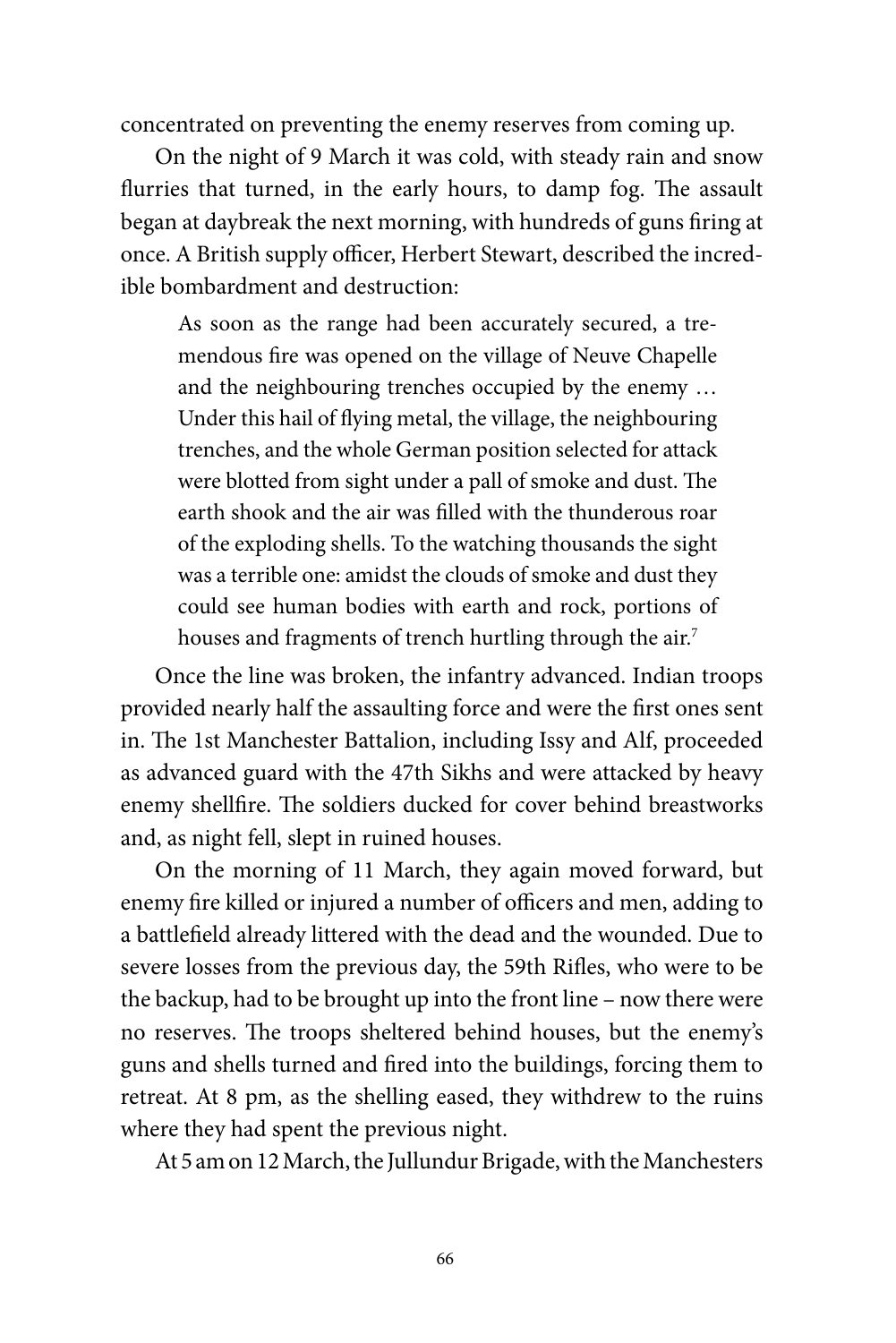concentrated on preventing the enemy reserves from coming up.

On the night of 9 March it was cold, with steady rain and snow flurries that turned, in the early hours, to damp fog. The assault began at daybreak the next morning, with hundreds of guns firing at once. A British supply officer, Herbert Stewart, described the incredible bombardment and destruction:

> As soon as the range had been accurately secured, a tremendous fire was opened on the village of Neuve Chapelle and the neighbouring trenches occupied by the enemy … Under this hail of flying metal, the village, the neighbouring trenches, and the whole German position selected for attack were blotted from sight under a pall of smoke and dust. The earth shook and the air was filled with the thunderous roar of the exploding shells. To the watching thousands the sight was a terrible one: amidst the clouds of smoke and dust they could see human bodies with earth and rock, portions of houses and fragments of trench hurtling through the air.[7]

Once the line was broken, the infantry advanced. Indian troops provided nearly half the assaulting force and were the first ones sent in. The 1st Manchester Battalion, including Issy and Alf, proceeded as advanced guard with the 47th Sikhs and were attacked by heavy enemy shellfire. The soldiers ducked for cover behind breastworks and, as night fell, slept in ruined houses.

On the morning of 11 March, they again moved forward, but enemy fire killed or injured a number of officers and men, adding to a battlefield already littered with the dead and the wounded. Due to severe losses from the previous day, the 59th Rifles, who were to be the backup, had to be brought up into the front line – now there were no reserves. The troops sheltered behind houses, but the enemy's guns and shells turned and fired into the buildings, forcing them to retreat. At 8 pm, as the shelling eased, they withdrew to the ruins where they had spent the previous night.

At 5 am on 12 March, the Jullundur Brigade, with the Manchesters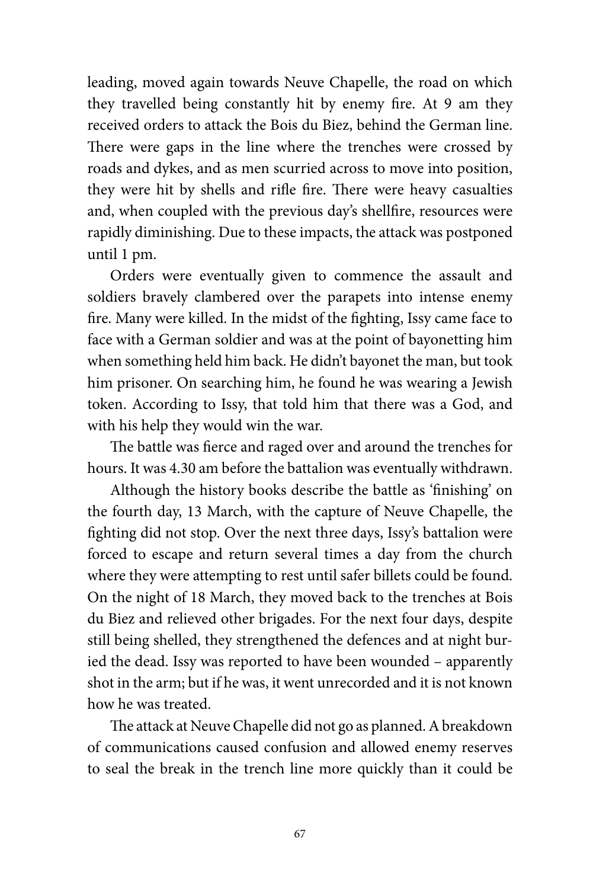leading, moved again towards Neuve Chapelle, the road on which they travelled being constantly hit by enemy fire. At 9 am they received orders to attack the Bois du Biez, behind the German line. There were gaps in the line where the trenches were crossed by roads and dykes, and as men scurried across to move into position, they were hit by shells and rifle fire. There were heavy casualties and, when coupled with the previous day's shellfire, resources were rapidly diminishing. Due to these impacts, the attack was postponed until 1 pm.

Orders were eventually given to commence the assault and soldiers bravely clambered over the parapets into intense enemy fire. Many were killed. In the midst of the fighting, Issy came face to face with a German soldier and was at the point of bayonetting him when something held him back. He didn't bayonet the man, but took him prisoner. On searching him, he found he was wearing a Jewish token. According to Issy, that told him that there was a God, and with his help they would win the war.

The battle was fierce and raged over and around the trenches for hours. It was 4.30 am before the battalion was eventually withdrawn.

Although the history books describe the battle as 'finishing' on the fourth day, 13 March, with the capture of Neuve Chapelle, the fighting did not stop. Over the next three days, Issy's battalion were forced to escape and return several times a day from the church where they were attempting to rest until safer billets could be found. On the night of 18 March, they moved back to the trenches at Bois du Biez and relieved other brigades. For the next four days, despite still being shelled, they strengthened the defences and at night buried the dead. Issy was reported to have been wounded – apparently shot in the arm; but if he was, it went unrecorded and it is not known how he was treated.

The attack at Neuve Chapelle did not go as planned. A breakdown of communications caused confusion and allowed enemy reserves to seal the break in the trench line more quickly than it could be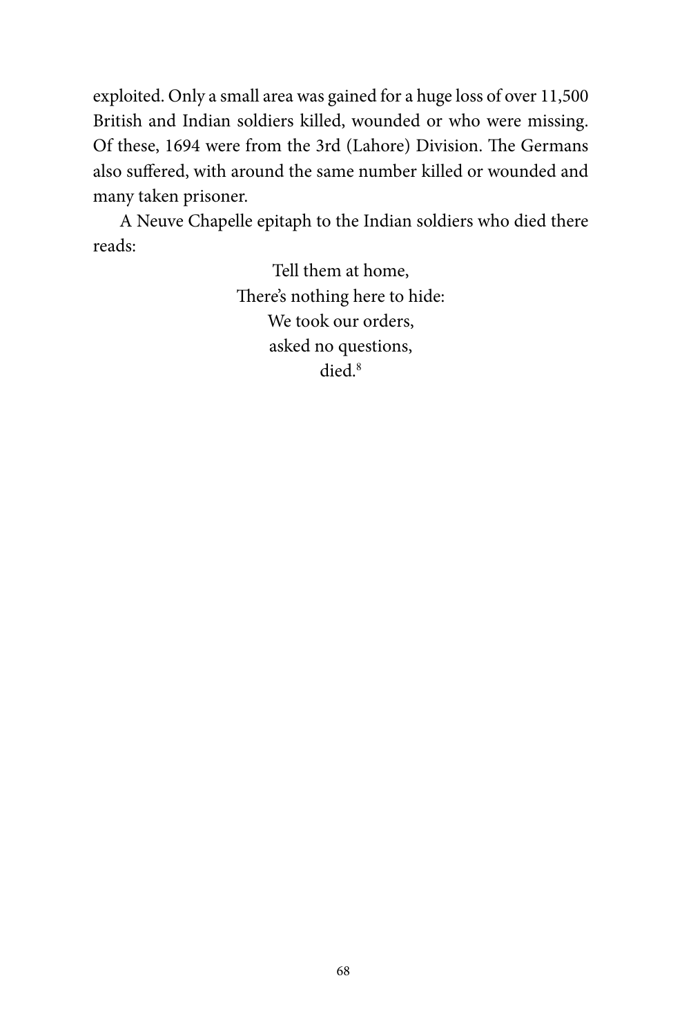exploited. Only a small area was gained for a huge loss of over 11,500 British and Indian soldiers killed, wounded or who were missing. Of these, 1694 were from the 3rd (Lahore) Division. The Germans also suffered, with around the same number killed or wounded and many taken prisoner.

A Neuve Chapelle epitaph to the Indian soldiers who died there reads:

> Tell them at home,
> There's nothing here to hide:
> We took our orders,
> asked no questions,
> died.[8]